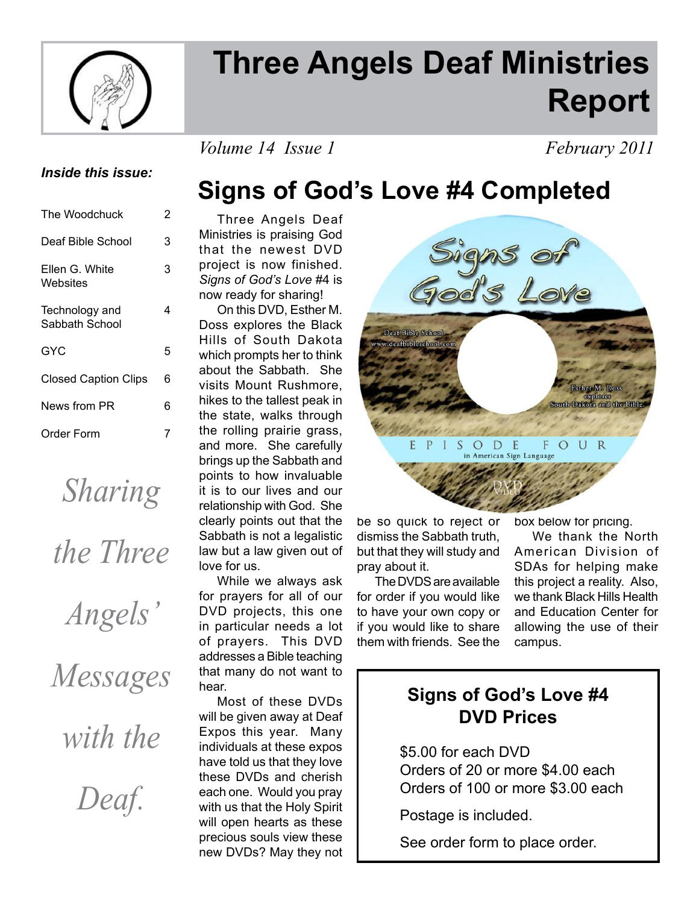# Three Angels Deaf Ministries Report

*Volume 14 Issue 1* *February 2011*

***Inside this issue:***

| | |
|---|---|
| The Woodchuck | 2 |
| Deaf Bible School | 3 |
| Ellen G. White Websites | 3 |
| Technology and Sabbath School | 4 |
| GYC | 5 |
| Closed Caption Clips | 6 |
| News from PR | 6 |
| Order Form | 7 |

*Sharing the Three Angels' Messages with the Deaf.*

## Signs of God's Love #4 Completed

Three Angels Deaf Ministries is praising God that the newest DVD project is now finished. *Signs of God's Love* #4 is now ready for sharing!

On this DVD, Esther M. Doss explores the Black Hills of South Dakota which prompts her to think about the Sabbath. She visits Mount Rushmore, hikes to the tallest peak in the state, walks through the rolling prairie grass, and more. She carefully brings up the Sabbath and points to how invaluable it is to our lives and our relationship with God. She clearly points out that the Sabbath is not a legalistic law but a law given out of love for us.

While we always ask for prayers for all of our DVD projects, this one in particular needs a lot of prayers. This DVD addresses a Bible teaching that many do not want to hear.

Most of these DVDs will be given away at Deaf Expos this year. Many individuals at these expos have told us that they love these DVDs and cherish each one. Would you pray with us that the Holy Spirit will open hearts as these precious souls view these new DVDs? May they not be so quick to reject or dismiss the Sabbath truth, but that they will study and pray about it.

The DVDS are available for order if you would like to have your own copy or if you would like to share them with friends. See the box below for pricing.

We thank the North American Division of SDAs for helping make this project a reality. Also, we thank Black Hills Health and Education Center for allowing the use of their campus.

### Signs of God's Love #4 DVD Prices

$5.00 for each DVD
Orders of 20 or more $4.00 each
Orders of 100 or more $3.00 each

Postage is included.

See order form to place order.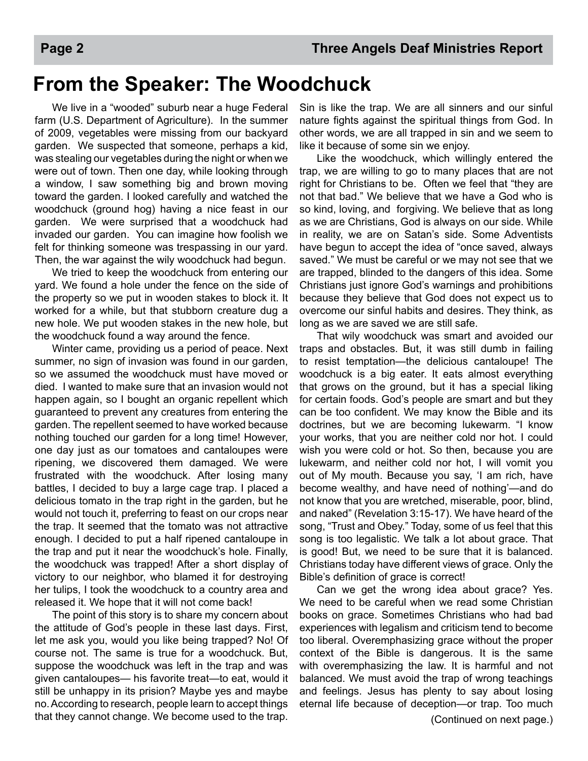# From the Speaker: The Woodchuck

We live in a "wooded" suburb near a huge Federal farm (U.S. Department of Agriculture). In the summer of 2009, vegetables were missing from our backyard garden. We suspected that someone, perhaps a kid, was stealing our vegetables during the night or when we were out of town. Then one day, while looking through a window, I saw something big and brown moving toward the garden. I looked carefully and watched the woodchuck (ground hog) having a nice feast in our garden. We were surprised that a woodchuck had invaded our garden. You can imagine how foolish we felt for thinking someone was trespassing in our yard. Then, the war against the wily woodchuck had begun.

We tried to keep the woodchuck from entering our yard. We found a hole under the fence on the side of the property so we put in wooden stakes to block it. It worked for a while, but that stubborn creature dug a new hole. We put wooden stakes in the new hole, but the woodchuck found a way around the fence.

Winter came, providing us a period of peace. Next summer, no sign of invasion was found in our garden, so we assumed the woodchuck must have moved or died. I wanted to make sure that an invasion would not happen again, so I bought an organic repellent which guaranteed to prevent any creatures from entering the garden. The repellent seemed to have worked because nothing touched our garden for a long time! However, one day just as our tomatoes and cantaloupes were ripening, we discovered them damaged. We were frustrated with the woodchuck. After losing many battles, I decided to buy a large cage trap. I placed a delicious tomato in the trap right in the garden, but he would not touch it, preferring to feast on our crops near the trap. It seemed that the tomato was not attractive enough. I decided to put a half ripened cantaloupe in the trap and put it near the woodchuck's hole. Finally, the woodchuck was trapped! After a short display of victory to our neighbor, who blamed it for destroying her tulips, I took the woodchuck to a country area and released it. We hope that it will not come back!

The point of this story is to share my concern about the attitude of God's people in these last days. First, let me ask you, would you like being trapped? No! Of course not. The same is true for a woodchuck. But, suppose the woodchuck was left in the trap and was given cantaloupes— his favorite treat—to eat, would it still be unhappy in its prision? Maybe yes and maybe no. According to research, people learn to accept things that they cannot change. We become used to the trap. Sin is like the trap. We are all sinners and our sinful nature fights against the spiritual things from God. In other words, we are all trapped in sin and we seem to like it because of some sin we enjoy.

Like the woodchuck, which willingly entered the trap, we are willing to go to many places that are not right for Christians to be. Often we feel that "they are not that bad." We believe that we have a God who is so kind, loving, and forgiving. We believe that as long as we are Christians, God is always on our side. While in reality, we are on Satan's side. Some Adventists have begun to accept the idea of "once saved, always saved." We must be careful or we may not see that we are trapped, blinded to the dangers of this idea. Some Christians just ignore God's warnings and prohibitions because they believe that God does not expect us to overcome our sinful habits and desires. They think, as long as we are saved we are still safe.

That wily woodchuck was smart and avoided our traps and obstacles. But, it was still dumb in failing to resist temptation—the delicious cantaloupe! The woodchuck is a big eater. It eats almost everything that grows on the ground, but it has a special liking for certain foods. God's people are smart and but they can be too confident. We may know the Bible and its doctrines, but we are becoming lukewarm. "I know your works, that you are neither cold nor hot. I could wish you were cold or hot. So then, because you are lukewarm, and neither cold nor hot, I will vomit you out of My mouth. Because you say, 'I am rich, have become wealthy, and have need of nothing'—and do not know that you are wretched, miserable, poor, blind, and naked" (Revelation 3:15-17). We have heard of the song, "Trust and Obey." Today, some of us feel that this song is too legalistic. We talk a lot about grace. That is good! But, we need to be sure that it is balanced. Christians today have different views of grace. Only the Bible's definition of grace is correct!

Can we get the wrong idea about grace? Yes. We need to be careful when we read some Christian books on grace. Sometimes Christians who had bad experiences with legalism and criticism tend to become too liberal. Overemphasizing grace without the proper context of the Bible is dangerous. It is the same with overemphasizing the law. It is harmful and not balanced. We must avoid the trap of wrong teachings and feelings. Jesus has plenty to say about losing eternal life because of deception—or trap. Too much

(Continued on next page.)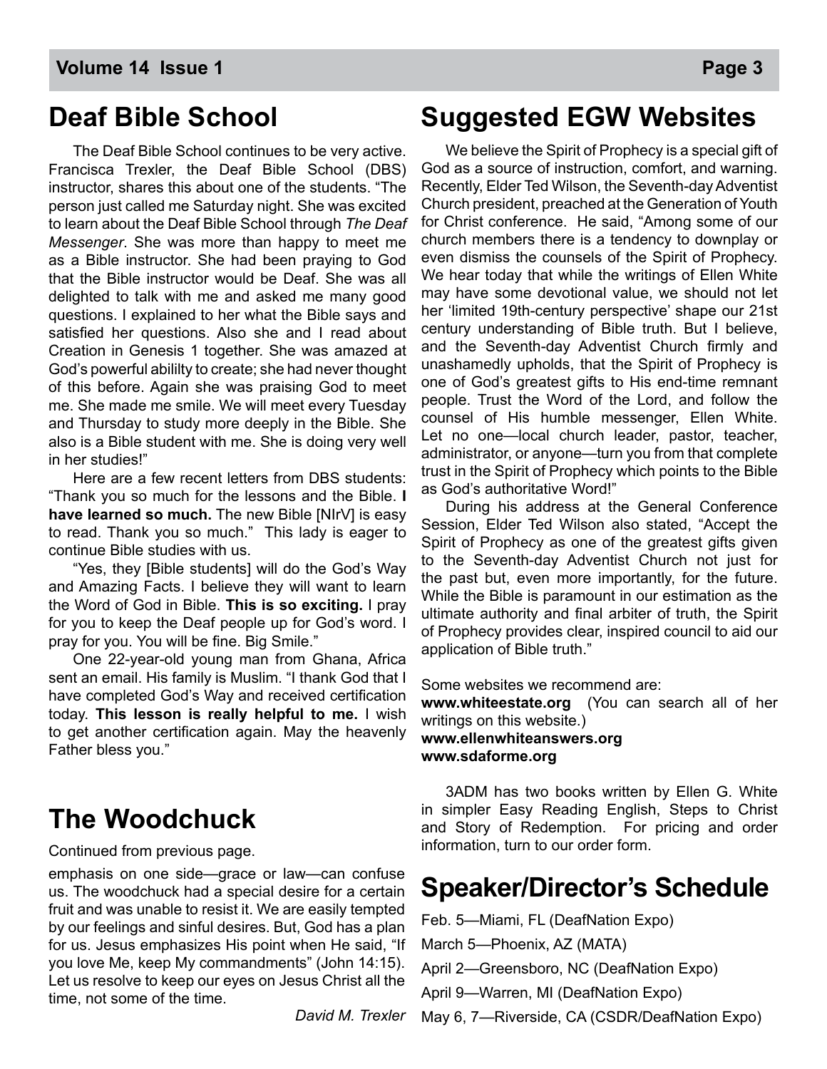## Deal Bible School

The Deaf Bible School continues to be very active. Francisca Trexler, the Deaf Bible School (DBS) instructor, shares this about one of the students. “The person just called me Saturday night. She was excited to learn about the Deaf Bible School through *The Deaf Messenger*. She was more than happy to meet me as a Bible instructor. She had been praying to God that the Bible instructor would be Deaf. She was all delighted to talk with me and asked me many good questions. I explained to her what the Bible says and satisfied her questions. Also she and I read about Creation in Genesis 1 together. She was amazed at God’s powerful abililty to create; she had never thought of this before. Again she was praising God to meet me. She made me smile. We will meet every Tuesday and Thursday to study more deeply in the Bible. She also is a Bible student with me. She is doing very well in her studies!”

Here are a few recent letters from DBS students: “Thank you so much for the lessons and the Bible. **I have learned so much.** The new Bible [NIrV] is easy to read. Thank you so much.” This lady is eager to continue Bible studies with us.

“Yes, they [Bible students] will do the God’s Way and Amazing Facts. I believe they will want to learn the Word of God in Bible. **This is so exciting.** I pray for you to keep the Deaf people up for God’s word. I pray for you. You will be fine. Big Smile.”

One 22-year-old young man from Ghana, Africa sent an email. His family is Muslim. “I thank God that I have completed God’s Way and received certification today. **This lesson is really helpful to me.** I wish to get another certification again. May the heavenly Father bless you.”

## The Woodchuck

Continued from previous page.

emphasis on one side—grace or law—can confuse us. The woodchuck had a special desire for a certain fruit and was unable to resist it. We are easily tempted by our feelings and sinful desires. But, God has a plan for us. Jesus emphasizes His point when He said, “If you love Me, keep My commandments” (John 14:15). Let us resolve to keep our eyes on Jesus Christ all the time, not some of the time.

*David M. Trexler*

## Suggested EGW Websites

We believe the Spirit of Prophecy is a special gift of God as a source of instruction, comfort, and warning. Recently, Elder Ted Wilson, the Seventh-day Adventist Church president, preached at the Generation of Youth for Christ conference. He said, “Among some of our church members there is a tendency to downplay or even dismiss the counsels of the Spirit of Prophecy. We hear today that while the writings of Ellen White may have some devotional value, we should not let her ‘limited 19th-century perspective’ shape our 21st century understanding of Bible truth. But I believe, and the Seventh-day Adventist Church firmly and unashamedly upholds, that the Spirit of Prophecy is one of God’s greatest gifts to His end-time remnant people. Trust the Word of the Lord, and follow the counsel of His humble messenger, Ellen White. Let no one—local church leader, pastor, teacher, administrator, or anyone—turn you from that complete trust in the Spirit of Prophecy which points to the Bible as God’s authoritative Word!”

During his address at the General Conference Session, Elder Ted Wilson also stated, “Accept the Spirit of Prophecy as one of the greatest gifts given to the Seventh-day Adventist Church not just for the past but, even more importantly, for the future. While the Bible is paramount in our estimation as the ultimate authority and final arbiter of truth, the Spirit of Prophecy provides clear, inspired council to aid our application of Bible truth.”

Some websites we recommend are:
**www.whiteestate.org** (You can search all of her writings on this website.)
**www.ellenwhiteanswers.org**
**www.sdaforme.org**

3ADM has two books written by Ellen G. White in simpler Easy Reading English, Steps to Christ and Story of Redemption. For pricing and order information, turn to our order form.

## Speaker/Director’s Schedule

Feb. 5—Miami, FL (DeafNation Expo)

March 5—Phoenix, AZ (MATA)

April 2—Greensboro, NC (DeafNation Expo)

April 9—Warren, MI (DeafNation Expo)

May 6, 7—Riverside, CA (CSDR/DeafNation Expo)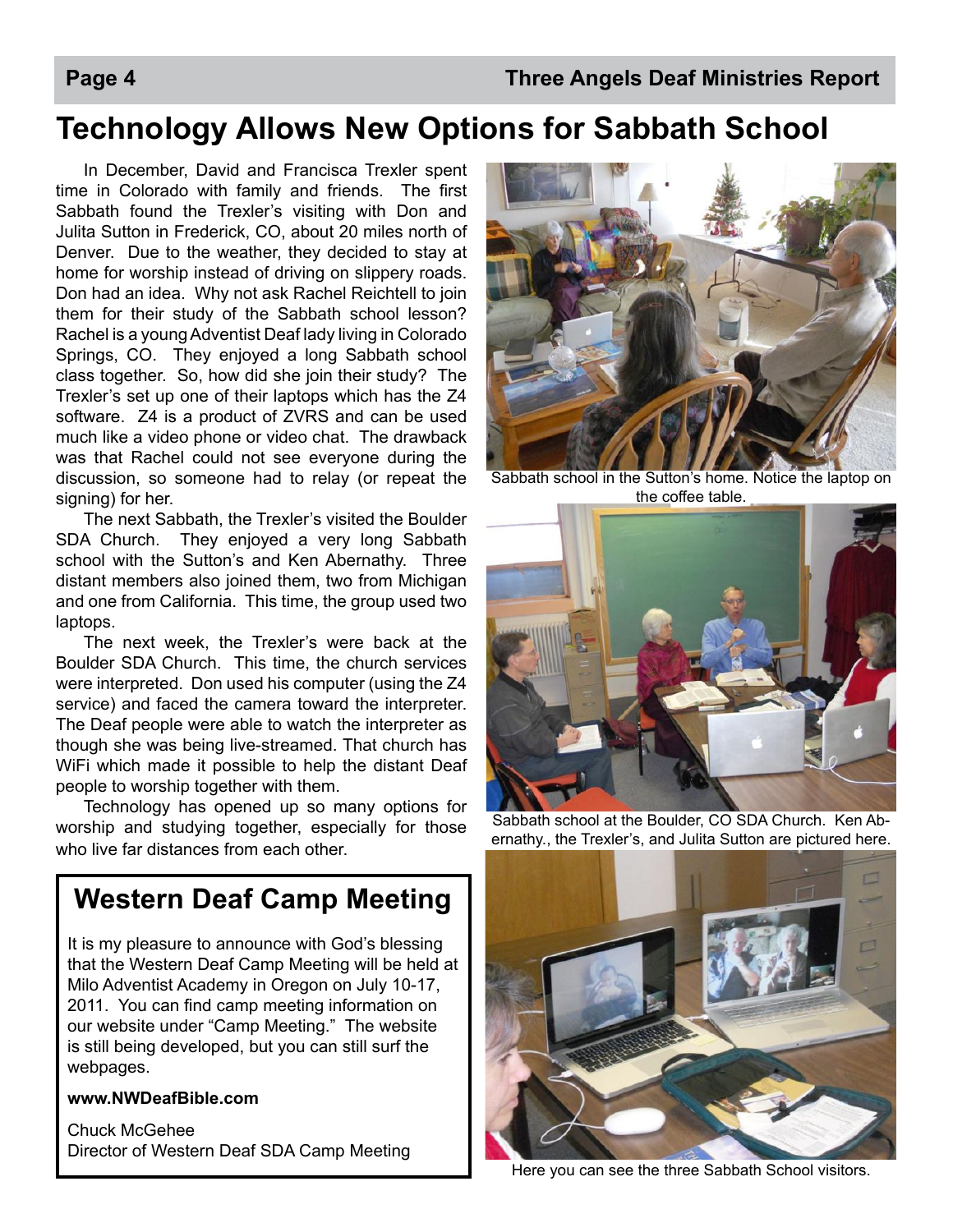# Technology Allows New Options for Sabbath School

In December, David and Francisca Trexler spent time in Colorado with family and friends. The first Sabbath found the Trexler's visiting with Don and Julita Sutton in Frederick, CO, about 20 miles north of Denver. Due to the weather, they decided to stay at home for worship instead of driving on slippery roads. Don had an idea. Why not ask Rachel Reichtell to join them for their study of the Sabbath school lesson? Rachel is a young Adventist Deaf lady living in Colorado Springs, CO. They enjoyed a long Sabbath school class together. So, how did she join their study? The Trexler's set up one of their laptops which has the Z4 software. Z4 is a product of ZVRS and can be used much like a video phone or video chat. The drawback was that Rachel could not see everyone during the discussion, so someone had to relay (or repeat the signing) for her.

The next Sabbath, the Trexler's visited the Boulder SDA Church. They enjoyed a very long Sabbath school with the Sutton's and Ken Abernathy. Three distant members also joined them, two from Michigan and one from California. This time, the group used two laptops.

The next week, the Trexler's were back at the Boulder SDA Church. This time, the church services were interpreted. Don used his computer (using the Z4 service) and faced the camera toward the interpreter. The Deaf people were able to watch the interpreter as though she was being live-streamed. That church has WiFi which made it possible to help the distant Deaf people to worship together with them.

Technology has opened up so many options for worship and studying together, especially for those who live far distances from each other.

Sabbath school in the Sutton's home. Notice the laptop on the coffee table.

Sabbath school at the Boulder, CO SDA Church. Ken Abernathy., the Trexler's, and Julita Sutton are pictured here.

Here you can see the three Sabbath School visitors.

## Western Deaf Camp Meeting

It is my pleasure to announce with God's blessing that the Western Deaf Camp Meeting will be held at Milo Adventist Academy in Oregon on July 10-17, 2011. You can find camp meeting information on our website under "Camp Meeting." The website is still being developed, but you can still surf the webpages.

**www.NWDeafBible.com**

Chuck McGehee
Director of Western Deaf SDA Camp Meeting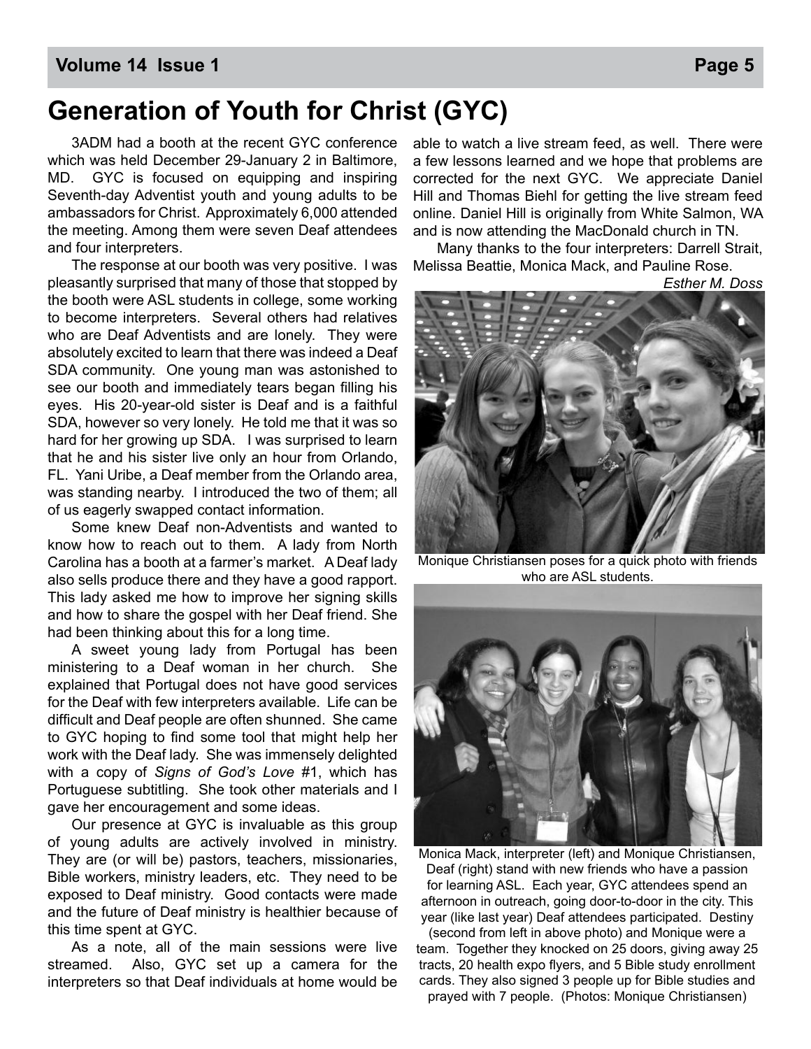## Generation of Youth for Christ (GYC)

3ADM had a booth at the recent GYC conference which was held December 29-January 2 in Baltimore, MD. GYC is focused on equipping and inspiring Seventh-day Adventist youth and young adults to be ambassadors for Christ. Approximately 6,000 attended the meeting. Among them were seven Deaf attendees and four interpreters.

The response at our booth was very positive. I was pleasantly surprised that many of those that stopped by the booth were ASL students in college, some working to become interpreters. Several others had relatives who are Deaf Adventists and are lonely. They were absolutely excited to learn that there was indeed a Deaf SDA community. One young man was astonished to see our booth and immediately tears began filling his eyes. His 20-year-old sister is Deaf and is a faithful SDA, however so very lonely. He told me that it was so hard for her growing up SDA. I was surprised to learn that he and his sister live only an hour from Orlando, FL. Yani Uribe, a Deaf member from the Orlando area, was standing nearby. I introduced the two of them; all of us eagerly swapped contact information.

Some knew Deaf non-Adventists and wanted to know how to reach out to them. A lady from North Carolina has a booth at a farmer's market. A Deaf lady also sells produce there and they have a good rapport. This lady asked me how to improve her signing skills and how to share the gospel with her Deaf friend. She had been thinking about this for a long time.

A sweet young lady from Portugal has been ministering to a Deaf woman in her church. She explained that Portugal does not have good services for the Deaf with few interpreters available. Life can be difficult and Deaf people are often shunned. She came to GYC hoping to find some tool that might help her work with the Deaf lady. She was immensely delighted with a copy of *Signs of God's Love* #1, which has Portuguese subtitling. She took other materials and I gave her encouragement and some ideas.

Our presence at GYC is invaluable as this group of young adults are actively involved in ministry. They are (or will be) pastors, teachers, missionaries, Bible workers, ministry leaders, etc. They need to be exposed to Deaf ministry. Good contacts were made and the future of Deaf ministry is healthier because of this time spent at GYC.

As a note, all of the main sessions were live streamed. Also, GYC set up a camera for the interpreters so that Deaf individuals at home would be able to watch a live stream feed, as well. There were a few lessons learned and we hope that problems are corrected for the next GYC. We appreciate Daniel Hill and Thomas Biehl for getting the live stream feed online. Daniel Hill is originally from White Salmon, WA and is now attending the MacDonald church in TN.

Many thanks to the four interpreters: Darrell Strait, Melissa Beattie, Monica Mack, and Pauline Rose.

*Esther M. Doss*

Monique Christiansen poses for a quick photo with friends who are ASL students.

Monica Mack, interpreter (left) and Monique Christiansen, Deaf (right) stand with new friends who have a passion for learning ASL. Each year, GYC attendees spend an afternoon in outreach, going door-to-door in the city. This year (like last year) Deaf attendees participated. Destiny (second from left in above photo) and Monique were a team. Together they knocked on 25 doors, giving away 25 tracts, 20 health expo flyers, and 5 Bible study enrollment cards. They also signed 3 people up for Bible studies and prayed with 7 people. (Photos: Monique Christiansen)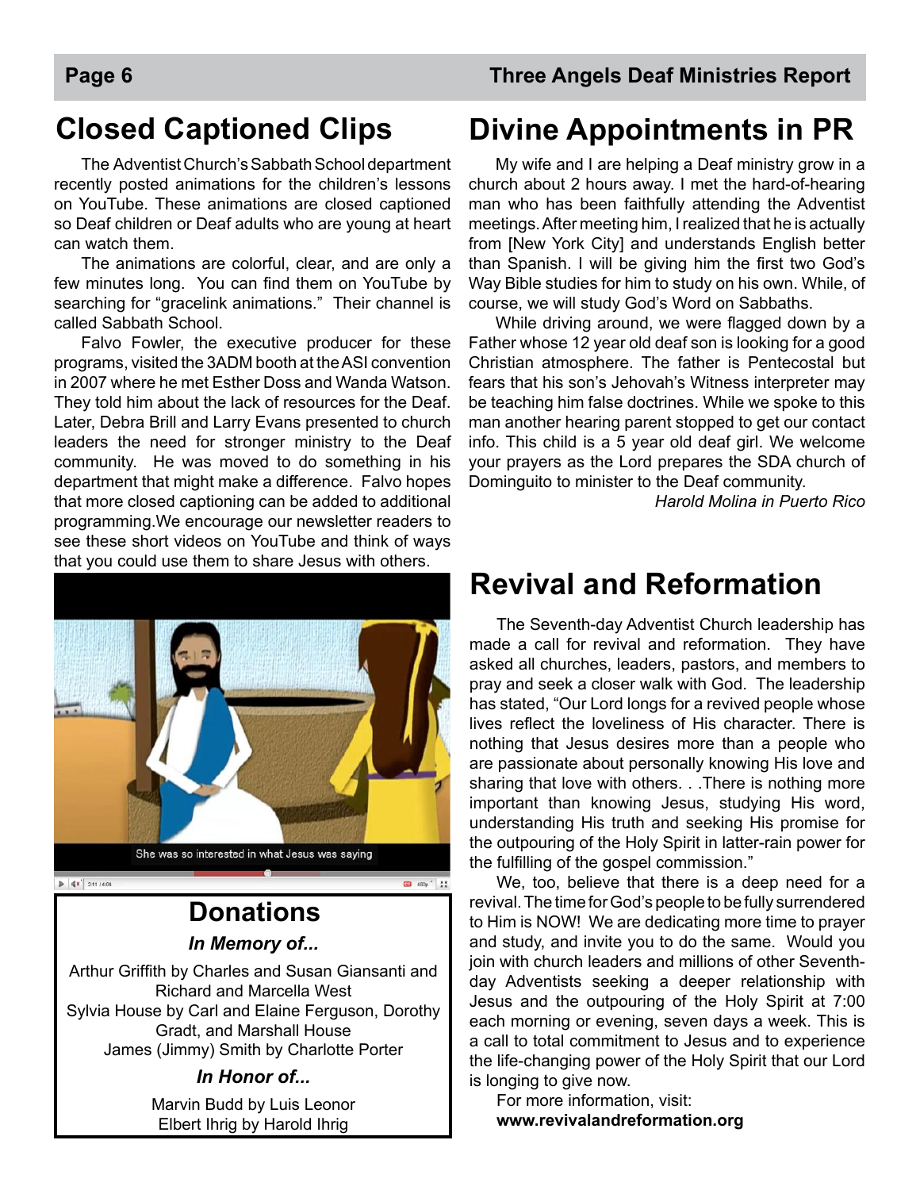## Closed Captioned Clips

The Adventist Church's Sabbath School department recently posted animations for the children's lessons on YouTube. These animations are closed captioned so Deaf children or Deaf adults who are young at heart can watch them.

The animations are colorful, clear, and are only a few minutes long. You can find them on YouTube by searching for "gracelink animations." Their channel is called Sabbath School.

Falvo Fowler, the executive producer for these programs, visited the 3ADM booth at the ASI convention in 2007 where he met Esther Doss and Wanda Watson. They told him about the lack of resources for the Deaf. Later, Debra Brill and Larry Evans presented to church leaders the need for stronger ministry to the Deaf community. He was moved to do something in his department that might make a difference. Falvo hopes that more closed captioning can be added to additional programming.We encourage our newsletter readers to see these short videos on YouTube and think of ways that you could use them to share Jesus with others.

She was so interested in what Jesus was saying

## Donations

***In Memory of...***

Arthur Griffith by Charles and Susan Giansanti and Richard and Marcella West
Sylvia House by Carl and Elaine Ferguson, Dorothy Gradt, and Marshall House
James (Jimmy) Smith by Charlotte Porter

***In Honor of...***

Marvin Budd by Luis Leonor
Elbert Ihrig by Harold Ihrig

## Divine Appointments in PR

My wife and I are helping a Deaf ministry grow in a church about 2 hours away. I met the hard-of-hearing man who has been faithfully attending the Adventist meetings. After meeting him, I realized that he is actually from [New York City] and understands English better than Spanish. I will be giving him the first two God's Way Bible studies for him to study on his own. While, of course, we will study God's Word on Sabbaths.

While driving around, we were flagged down by a Father whose 12 year old deaf son is looking for a good Christian atmosphere. The father is Pentecostal but fears that his son's Jehovah's Witness interpreter may be teaching him false doctrines. While we spoke to this man another hearing parent stopped to get our contact info. This child is a 5 year old deaf girl. We welcome your prayers as the Lord prepares the SDA church of Dominguito to minister to the Deaf community.

*Harold Molina in Puerto Rico*

## Revival and Reformation

The Seventh-day Adventist Church leadership has made a call for revival and reformation. They have asked all churches, leaders, pastors, and members to pray and seek a closer walk with God. The leadership has stated, "Our Lord longs for a revived people whose lives reflect the loveliness of His character. There is nothing that Jesus desires more than a people who are passionate about personally knowing His love and sharing that love with others. . .There is nothing more important than knowing Jesus, studying His word, understanding His truth and seeking His promise for the outpouring of the Holy Spirit in latter-rain power for the fulfilling of the gospel commission."

We, too, believe that there is a deep need for a revival. The time for God's people to be fully surrendered to Him is NOW! We are dedicating more time to prayer and study, and invite you to do the same. Would you join with church leaders and millions of other Seventh-day Adventists seeking a deeper relationship with Jesus and the outpouring of the Holy Spirit at 7:00 each morning or evening, seven days a week. This is a call to total commitment to Jesus and to experience the life-changing power of the Holy Spirit that our Lord is longing to give now.

For more information, visit:
**www.revivalandreformation.org**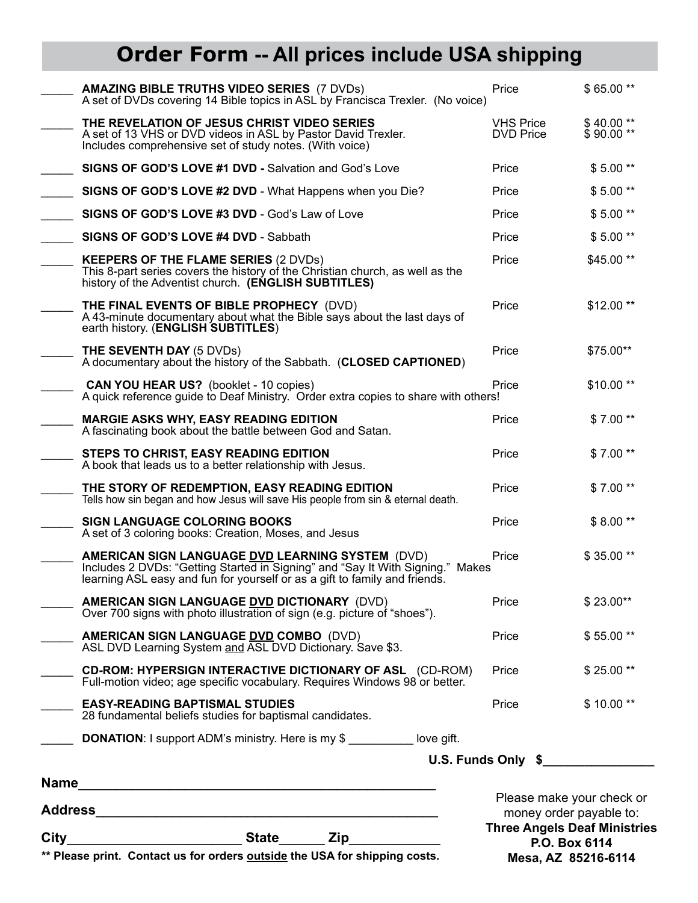# Order Form -- All prices include USA shipping

| Qty | Item | | Price |
|---|---|---|---|
| _____ | **AMAZING BIBLE TRUTHS VIDEO SERIES** (7 DVDs)<br>A set of DVDs covering 14 Bible topics in ASL by Francisca Trexler. (No voice) | Price | $ 65.00 ** |
| _____ | **THE REVELATION OF JESUS CHRIST VIDEO SERIES**<br>A set of 13 VHS or DVD videos in ASL by Pastor David Trexler. Includes comprehensive set of study notes. (With voice) | VHS Price<br>DVD Price | $ 40.00 **<br>$ 90.00 ** |
| _____ | **SIGNS OF GOD'S LOVE #1 DVD -** Salvation and God's Love | Price | $ 5.00 ** |
| _____ | **SIGNS OF GOD'S LOVE #2 DVD** - What Happens when you Die? | Price | $ 5.00 ** |
| _____ | **SIGNS OF GOD'S LOVE #3 DVD** - God's Law of Love | Price | $ 5.00 ** |
| _____ | **SIGNS OF GOD'S LOVE #4 DVD** - Sabbath | Price | $ 5.00 ** |
| _____ | **KEEPERS OF THE FLAME SERIES** (2 DVDs)<br>This 8-part series covers the history of the Christian church, as well as the history of the Adventist church. **(ENGLISH SUBTITLES)** | Price | $45.00 ** |
| _____ | **THE FINAL EVENTS OF BIBLE PROPHECY** (DVD)<br>A 43-minute documentary about what the Bible says about the last days of earth history. (**ENGLISH SUBTITLES**) | Price | $12.00 ** |
| _____ | **THE SEVENTH DAY** (5 DVDs)<br>A documentary about the history of the Sabbath. (**CLOSED CAPTIONED**) | Price | $75.00** |
| _____ | **CAN YOU HEAR US?** (booklet - 10 copies)<br>A quick reference guide to Deaf Ministry. Order extra copies to share with others! | Price | $10.00 ** |
| _____ | **MARGIE ASKS WHY, EASY READING EDITION**<br>A fascinating book about the battle between God and Satan. | Price | $ 7.00 ** |
| _____ | **STEPS TO CHRIST, EASY READING EDITION**<br>A book that leads us to a better relationship with Jesus. | Price | $ 7.00 ** |
| _____ | **THE STORY OF REDEMPTION, EASY READING EDITION**<br>Tells how sin began and how Jesus will save His people from sin & eternal death. | Price | $ 7.00 ** |
| _____ | **SIGN LANGUAGE COLORING BOOKS**<br>A set of 3 coloring books: Creation, Moses, and Jesus | Price | $ 8.00 ** |
| _____ | **AMERICAN SIGN LANGUAGE DVD LEARNING SYSTEM** (DVD)<br>Includes 2 DVDs: "Getting Started in Signing" and "Say It With Signing." Makes learning ASL easy and fun for yourself or as a gift to family and friends. | Price | $ 35.00 ** |
| _____ | **AMERICAN SIGN LANGUAGE DVD DICTIONARY** (DVD)<br>Over 700 signs with photo illustration of sign (e.g. picture of "shoes"). | Price | $ 23.00** |
| _____ | **AMERICAN SIGN LANGUAGE DVD COMBO** (DVD)<br>ASL DVD Learning System and ASL DVD Dictionary. Save $3. | Price | $ 55.00 ** |
| _____ | **CD-ROM: HYPERSIGN INTERACTIVE DICTIONARY OF ASL** (CD-ROM)<br>Full-motion video; age specific vocabulary. Requires Windows 98 or better. | Price | $ 25.00 ** |
| _____ | **EASY-READING BAPTISMAL STUDIES**<br>28 fundamental beliefs studies for baptismal candidates. | Price | $ 10.00 ** |
| _____ | **DONATION**: I support ADM's ministry. Here is my $ __________ love gift. | | |

**U.S. Funds Only $_______________**

**Name**_______________________________________________

**Address**_____________________________________________

**City**______________________ **State**______ **Zip**____________

**** Please print. Contact us for orders outside the USA for shipping costs.**

Please make your check or money order payable to:
**Three Angels Deaf Ministries**
**P.O. Box 6114**
**Mesa, AZ 85216-6114**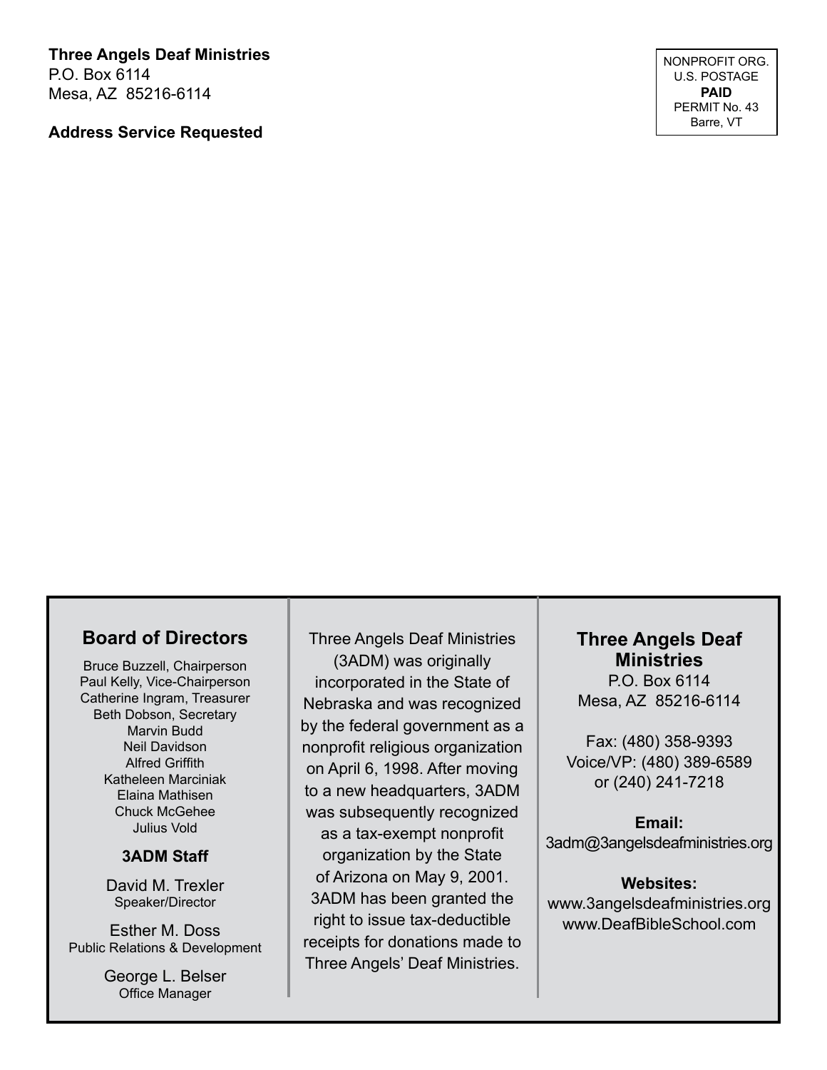**Three Angels Deaf Ministries**
P.O. Box 6114
Mesa, AZ 85216-6114

**Address Service Requested**

NONPROFIT ORG.
U.S. POSTAGE
**PAID**
PERMIT No. 43
Barre, VT

## Board of Directors

Bruce Buzzell, Chairperson
Paul Kelly, Vice-Chairperson
Catherine Ingram, Treasurer
Beth Dobson, Secretary
Marvin Budd
Neil Davidson
Alfred Griffith
Katheleen Marciniak
Elaina Mathisen
Chuck McGehee
Julius Vold

**3ADM Staff**

David M. Trexler
Speaker/Director

Esther M. Doss
Public Relations & Development

George L. Belser
Office Manager

Three Angels Deaf Ministries (3ADM) was originally incorporated in the State of Nebraska and was recognized by the federal government as a nonprofit religious organization on April 6, 1998. After moving to a new headquarters, 3ADM was subsequently recognized as a tax-exempt nonprofit organization by the State of Arizona on May 9, 2001. 3ADM has been granted the right to issue tax-deductible receipts for donations made to Three Angels' Deaf Ministries.

## Three Angels Deaf Ministries

P.O. Box 6114
Mesa, AZ 85216-6114

Fax: (480) 358-9393
Voice/VP: (480) 389-6589
or (240) 241-7218

**Email:**
3adm@3angelsdeafministries.org

**Websites:**
www.3angelsdeafministries.org
www.DeafBibleSchool.com